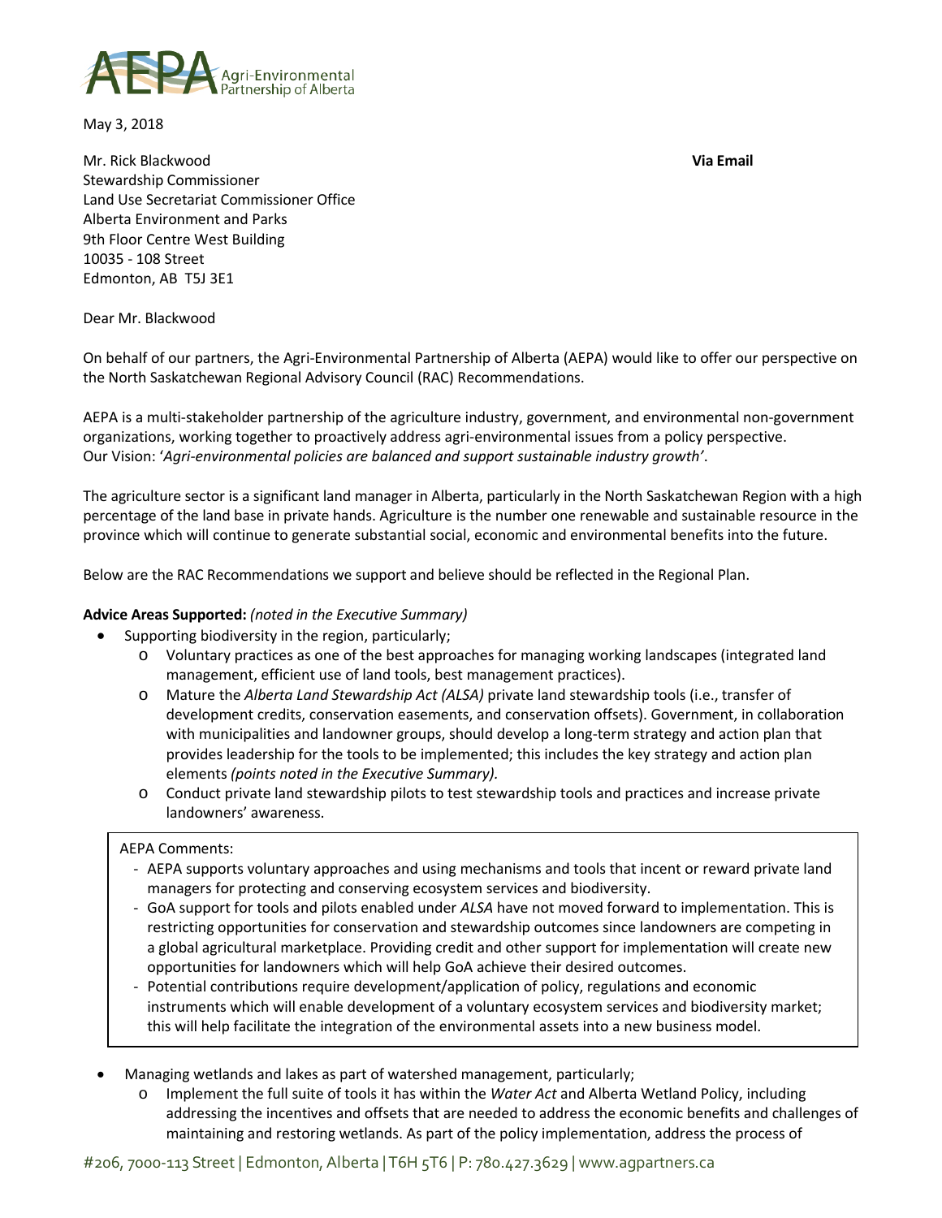AEPA Agri-Environmental Partnership of Alberta

May 3, 2018

Mr. Rick Blackwood **Via Email**
Stewardship Commissioner
Land Use Secretariat Commissioner Office
Alberta Environment and Parks
9th Floor Centre West Building
10035 - 108 Street
Edmonton, AB T5J 3E1

Dear Mr. Blackwood

On behalf of our partners, the Agri-Environmental Partnership of Alberta (AEPA) would like to offer our perspective on the North Saskatchewan Regional Advisory Council (RAC) Recommendations.

AEPA is a multi-stakeholder partnership of the agriculture industry, government, and environmental non-government organizations, working together to proactively address agri-environmental issues from a policy perspective. Our Vision: '*Agri-environmental policies are balanced and support sustainable industry growth'*.

The agriculture sector is a significant land manager in Alberta, particularly in the North Saskatchewan Region with a high percentage of the land base in private hands. Agriculture is the number one renewable and sustainable resource in the province which will continue to generate substantial social, economic and environmental benefits into the future.

Below are the RAC Recommendations we support and believe should be reflected in the Regional Plan.

**Advice Areas Supported:** *(noted in the Executive Summary)*

- Supporting biodiversity in the region, particularly;
  - Voluntary practices as one of the best approaches for managing working landscapes (integrated land management, efficient use of land tools, best management practices).
  - Mature the *Alberta Land Stewardship Act (ALSA)* private land stewardship tools (i.e., transfer of development credits, conservation easements, and conservation offsets). Government, in collaboration with municipalities and landowner groups, should develop a long-term strategy and action plan that provides leadership for the tools to be implemented; this includes the key strategy and action plan elements *(points noted in the Executive Summary)*.
  - Conduct private land stewardship pilots to test stewardship tools and practices and increase private landowners' awareness.

AEPA Comments:

- AEPA supports voluntary approaches and using mechanisms and tools that incent or reward private land managers for protecting and conserving ecosystem services and biodiversity.
- GoA support for tools and pilots enabled under *ALSA* have not moved forward to implementation. This is restricting opportunities for conservation and stewardship outcomes since landowners are competing in a global agricultural marketplace. Providing credit and other support for implementation will create new opportunities for landowners which will help GoA achieve their desired outcomes.
- Potential contributions require development/application of policy, regulations and economic instruments which will enable development of a voluntary ecosystem services and biodiversity market; this will help facilitate the integration of the environmental assets into a new business model.

- Managing wetlands and lakes as part of watershed management, particularly;
  - Implement the full suite of tools it has within the *Water Act* and Alberta Wetland Policy, including addressing the incentives and offsets that are needed to address the economic benefits and challenges of maintaining and restoring wetlands. As part of the policy implementation, address the process of

#206, 7000-113 Street | Edmonton, Alberta | T6H 5T6 | P: 780.427.3629 | www.agpartners.ca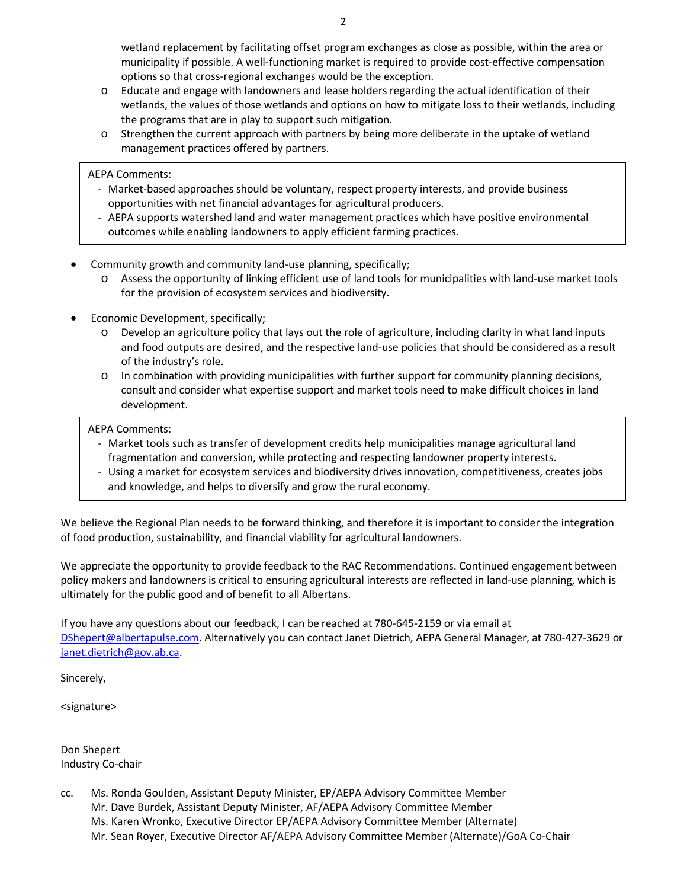wetland replacement by facilitating offset program exchanges as close as possible, within the area or municipality if possible. A well-functioning market is required to provide cost-effective compensation options so that cross-regional exchanges would be the exception.

- Educate and engage with landowners and lease holders regarding the actual identification of their wetlands, the values of those wetlands and options on how to mitigate loss to their wetlands, including the programs that are in play to support such mitigation.
- Strengthen the current approach with partners by being more deliberate in the uptake of wetland management practices offered by partners.

> AEPA Comments:
> - Market-based approaches should be voluntary, respect property interests, and provide business opportunities with net financial advantages for agricultural producers.
> - AEPA supports watershed land and water management practices which have positive environmental outcomes while enabling landowners to apply efficient farming practices.

- Community growth and community land-use planning, specifically;
  - Assess the opportunity of linking efficient use of land tools for municipalities with land-use market tools for the provision of ecosystem services and biodiversity.
- Economic Development, specifically;
  - Develop an agriculture policy that lays out the role of agriculture, including clarity in what land inputs and food outputs are desired, and the respective land-use policies that should be considered as a result of the industry's role.
  - In combination with providing municipalities with further support for community planning decisions, consult and consider what expertise support and market tools need to make difficult choices in land development.

> AEPA Comments:
> - Market tools such as transfer of development credits help municipalities manage agricultural land fragmentation and conversion, while protecting and respecting landowner property interests.
> - Using a market for ecosystem services and biodiversity drives innovation, competitiveness, creates jobs and knowledge, and helps to diversify and grow the rural economy.

We believe the Regional Plan needs to be forward thinking, and therefore it is important to consider the integration of food production, sustainability, and financial viability for agricultural landowners.

We appreciate the opportunity to provide feedback to the RAC Recommendations. Continued engagement between policy makers and landowners is critical to ensuring agricultural interests are reflected in land-use planning, which is ultimately for the public good and of benefit to all Albertans.

If you have any questions about our feedback, I can be reached at 780-645-2159 or via email at DShepert@albertapulse.com. Alternatively you can contact Janet Dietrich, AEPA General Manager, at 780-427-3629 or janet.dietrich@gov.ab.ca.

Sincerely,

<signature>

Don Shepert
Industry Co-chair

cc. Ms. Ronda Goulden, Assistant Deputy Minister, EP/AEPA Advisory Committee Member
Mr. Dave Burdek, Assistant Deputy Minister, AF/AEPA Advisory Committee Member
Ms. Karen Wronko, Executive Director EP/AEPA Advisory Committee Member (Alternate)
Mr. Sean Royer, Executive Director AF/AEPA Advisory Committee Member (Alternate)/GoA Co-Chair